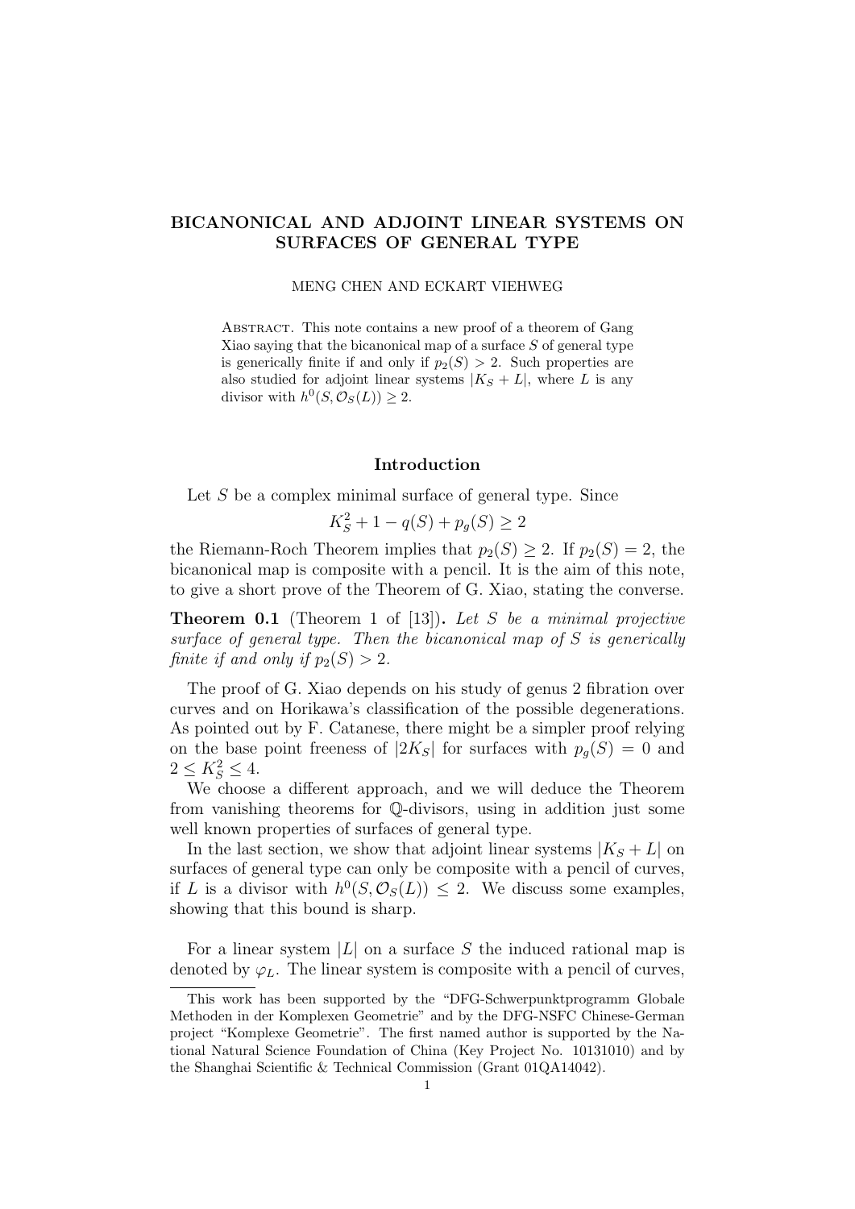# BICANONICAL AND ADJOINT LINEAR SYSTEMS ON SURFACES OF GENERAL TYPE

MENG CHEN AND ECKART VIEHWEG

ABSTRACT. This note contains a new proof of a theorem of Gang Xiao saying that the bicanonical map of a surface $S$ of general type is generically finite if and only if $p_2(S) > 2$. Such properties are also studied for adjoint linear systems $|K_S + L|$, where $L$ is any divisor with $h^0(S, \mathcal{O}_S(L)) \geq 2$.

## Introduction

Let $S$ be a complex minimal surface of general type. Since

$$K_S^2 + 1 - q(S) + p_g(S) \geq 2$$

the Riemann-Roch Theorem implies that $p_2(S) \geq 2$. If $p_2(S) = 2$, the bicanonical map is composite with a pencil. It is the aim of this note, to give a short prove of the Theorem of G. Xiao, stating the converse.

**Theorem 0.1** (Theorem 1 of [13]). *Let $S$ be a minimal projective surface of general type. Then the bicanonical map of $S$ is generically finite if and only if $p_2(S) > 2$.*

The proof of G. Xiao depends on his study of genus 2 fibration over curves and on Horikawa's classification of the possible degenerations. As pointed out by F. Catanese, there might be a simpler proof relying on the base point freeness of $|2K_S|$ for surfaces with $p_g(S) = 0$ and $2 \leq K_S^2 \leq 4$.

We choose a different approach, and we will deduce the Theorem from vanishing theorems for $\mathbb{Q}$-divisors, using in addition just some well known properties of surfaces of general type.

In the last section, we show that adjoint linear systems $|K_S + L|$ on surfaces of general type can only be composite with a pencil of curves, if $L$ is a divisor with $h^0(S, \mathcal{O}_S(L)) \leq 2$. We discuss some examples, showing that this bound is sharp.

For a linear system $|L|$ on a surface $S$ the induced rational map is denoted by $\varphi_L$. The linear system is composite with a pencil of curves,

This work has been supported by the "DFG-Schwerpunktprogramm Globale Methoden in der Komplexen Geometrie" and by the DFG-NSFC Chinese-German project "Komplexe Geometrie". The first named author is supported by the National Natural Science Foundation of China (Key Project No. 10131010) and by the Shanghai Scientific & Technical Commission (Grant 01QA14042).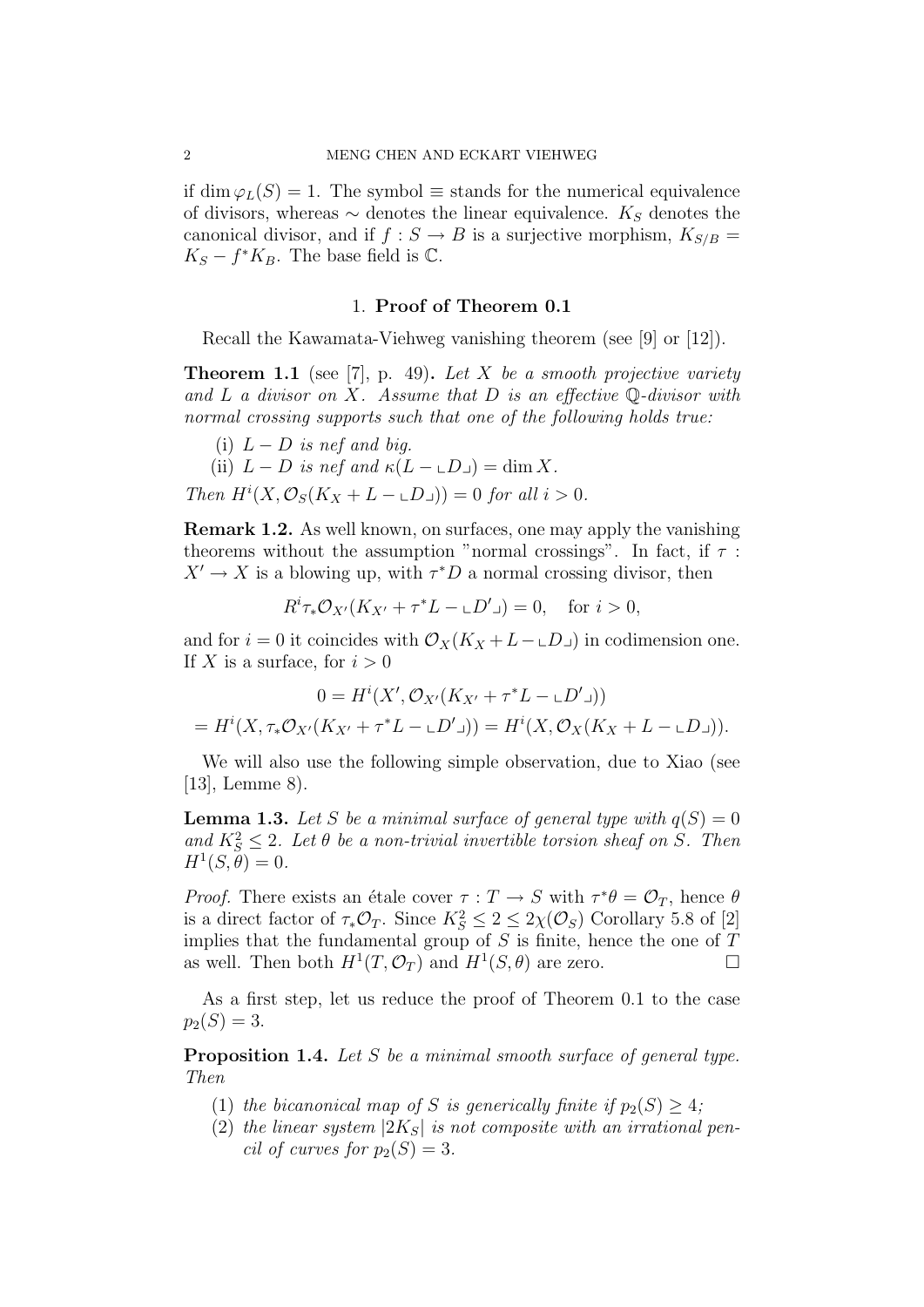if $\dim \varphi_L(S) = 1$. The symbol $\equiv$ stands for the numerical equivalence of divisors, whereas $\sim$ denotes the linear equivalence. $K_S$ denotes the canonical divisor, and if $f : S \to B$ is a surjective morphism, $K_{S/B} = K_S - f^*K_B$. The base field is $\mathbb{C}$.

## 1. Proof of Theorem 0.1

Recall the Kawamata-Viehweg vanishing theorem (see [9] or [12]).

**Theorem 1.1** (see [7], p. 49)**.** *Let $X$ be a smooth projective variety and $L$ a divisor on $X$. Assume that $D$ is an effective $\mathbb{Q}$-divisor with normal crossing supports such that one of the following holds true:*

(i) *$L - D$ is nef and big.*

(ii) *$L - D$ is nef and $\kappa(L - \llcorner D \lrcorner) = \dim X$.*

*Then $H^i(X, \mathcal{O}_S(K_X + L - \llcorner D \lrcorner)) = 0$ for all $i > 0$.*

**Remark 1.2.** As well known, on surfaces, one may apply the vanishing theorems without the assumption "normal crossings". In fact, if $\tau : X' \to X$ is a blowing up, with $\tau^*D$ a normal crossing divisor, then

$$R^i\tau_*\mathcal{O}_{X'}(K_{X'} + \tau^*L - \llcorner D' \lrcorner) = 0, \quad \text{for } i > 0,$$

and for $i = 0$ it coincides with $\mathcal{O}_X(K_X + L - \llcorner D \lrcorner)$ in codimension one. If $X$ is a surface, for $i > 0$

$$0 = H^i(X', \mathcal{O}_{X'}(K_{X'} + \tau^*L - \llcorner D' \lrcorner))$$
$$= H^i(X, \tau_*\mathcal{O}_{X'}(K_{X'} + \tau^*L - \llcorner D' \lrcorner)) = H^i(X, \mathcal{O}_X(K_X + L - \llcorner D \lrcorner)).$$

We will also use the following simple observation, due to Xiao (see [13], Lemme 8).

**Lemma 1.3.** *Let $S$ be a minimal surface of general type with $q(S) = 0$ and $K_S^2 \leq 2$. Let $\theta$ be a non-trivial invertible torsion sheaf on $S$. Then $H^1(S, \theta) = 0$.*

*Proof.* There exists an étale cover $\tau : T \to S$ with $\tau^*\theta = \mathcal{O}_T$, hence $\theta$ is a direct factor of $\tau_*\mathcal{O}_T$. Since $K_S^2 \leq 2 \leq 2\chi(\mathcal{O}_S)$ Corollary 5.8 of [2] implies that the fundamental group of $S$ is finite, hence the one of $T$ as well. Then both $H^1(T, \mathcal{O}_T)$ and $H^1(S, \theta)$ are zero. $\square$

As a first step, let us reduce the proof of Theorem 0.1 to the case $p_2(S) = 3$.

**Proposition 1.4.** *Let $S$ be a minimal smooth surface of general type. Then*

(1) *the bicanonical map of $S$ is generically finite if $p_2(S) \geq 4$;*

(2) *the linear system $|2K_S|$ is not composite with an irrational pencil of curves for $p_2(S) = 3$.*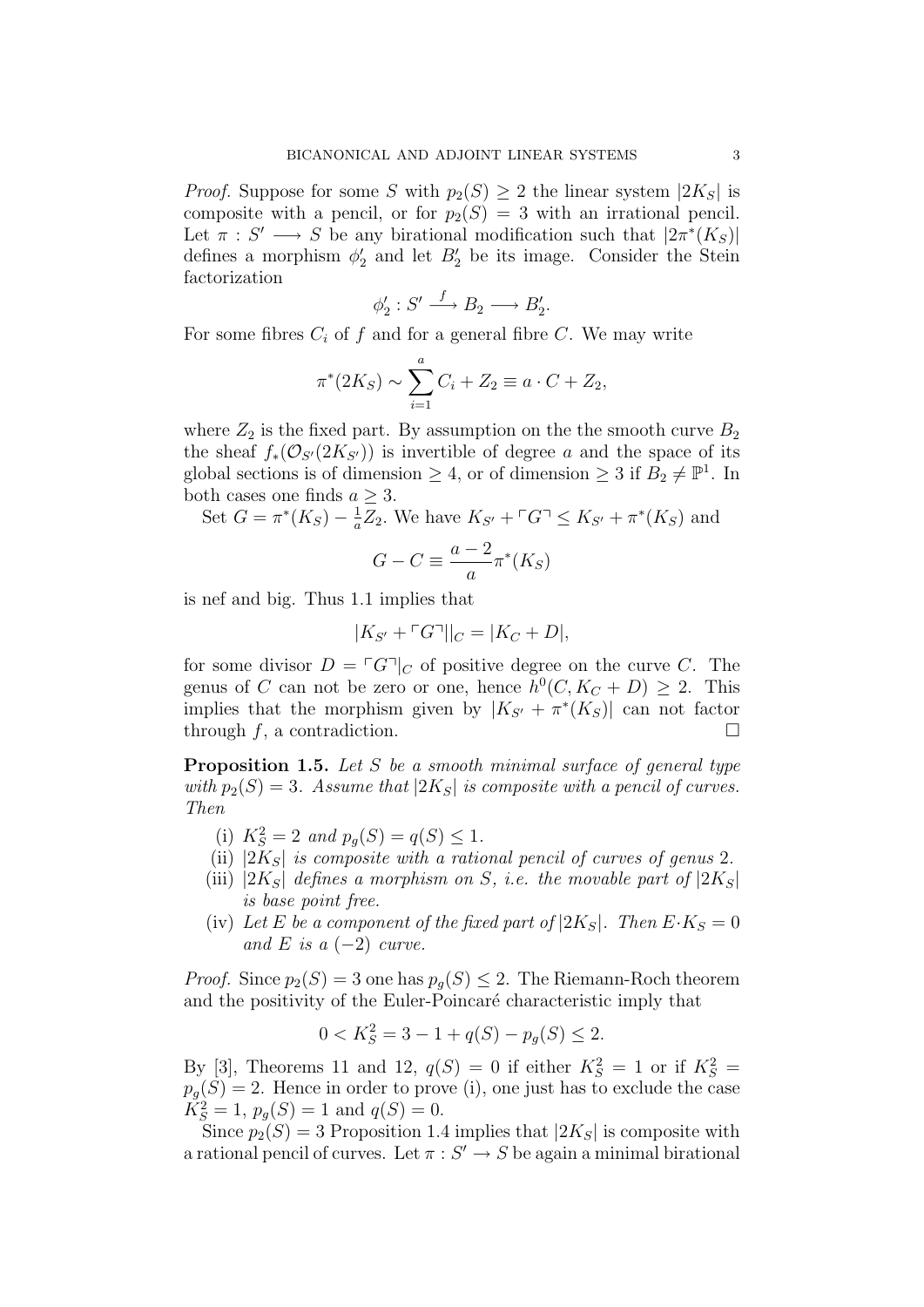*Proof.* Suppose for some $S$ with $p_2(S) \geq 2$ the linear system $|2K_S|$ is composite with a pencil, or for $p_2(S) = 3$ with an irrational pencil. Let $\pi : S' \longrightarrow S$ be any birational modification such that $|2\pi^*(K_S)|$ defines a morphism $\phi'_2$ and let $B'_2$ be its image. Consider the Stein factorization

$$\phi'_2 : S' \xrightarrow{\ f\ } B_2 \longrightarrow B'_2.$$

For some fibres $C_i$ of $f$ and for a general fibre $C$. We may write

$$\pi^*(2K_S) \sim \sum_{i=1}^{a} C_i + Z_2 \equiv a \cdot C + Z_2,$$

where $Z_2$ is the fixed part. By assumption on the the smooth curve $B_2$ the sheaf $f_*(\mathcal{O}_{S'}(2K_{S'}))$ is invertible of degree $a$ and the space of its global sections is of dimension $\geq 4$, or of dimension $\geq 3$ if $B_2 \neq \mathbb{P}^1$. In both cases one finds $a \geq 3$.

Set $G = \pi^*(K_S) - \frac{1}{a} Z_2$. We have $K_{S'} + \ulcorner G \urcorner \leq K_{S'} + \pi^*(K_S)$ and

$$G - C \equiv \frac{a-2}{a} \pi^*(K_S)$$

is nef and big. Thus 1.1 implies that

$$|K_{S'} + \ulcorner G \urcorner||_C = |K_C + D|,$$

for some divisor $D = \ulcorner G \urcorner|_C$ of positive degree on the curve $C$. The genus of $C$ can not be zero or one, hence $h^0(C, K_C + D) \geq 2$. This implies that the morphism given by $|K_{S'} + \pi^*(K_S)|$ can not factor through $f$, a contradiction. $\square$

**Proposition 1.5.** *Let $S$ be a smooth minimal surface of general type with $p_2(S) = 3$. Assume that $|2K_S|$ is composite with a pencil of curves. Then*

(i) *$K_S^2 = 2$ and $p_g(S) = q(S) \leq 1$.*

(ii) *$|2K_S|$ is composite with a rational pencil of curves of genus 2.*

(iii) *$|2K_S|$ defines a morphism on $S$, i.e. the movable part of $|2K_S|$ is base point free.*

(iv) *Let $E$ be a component of the fixed part of $|2K_S|$. Then $E \cdot K_S = 0$ and $E$ is a $(-2)$ curve.*

*Proof.* Since $p_2(S) = 3$ one has $p_g(S) \leq 2$. The Riemann-Roch theorem and the positivity of the Euler-Poincaré characteristic imply that

$$0 < K_S^2 = 3 - 1 + q(S) - p_g(S) \leq 2.$$

By [3], Theorems 11 and 12, $q(S) = 0$ if either $K_S^2 = 1$ or if $K_S^2 = p_g(S) = 2$. Hence in order to prove (i), one just has to exclude the case $K_S^2 = 1$, $p_g(S) = 1$ and $q(S) = 0$.

Since $p_2(S) = 3$ Proposition 1.4 implies that $|2K_S|$ is composite with a rational pencil of curves. Let $\pi : S' \to S$ be again a minimal birational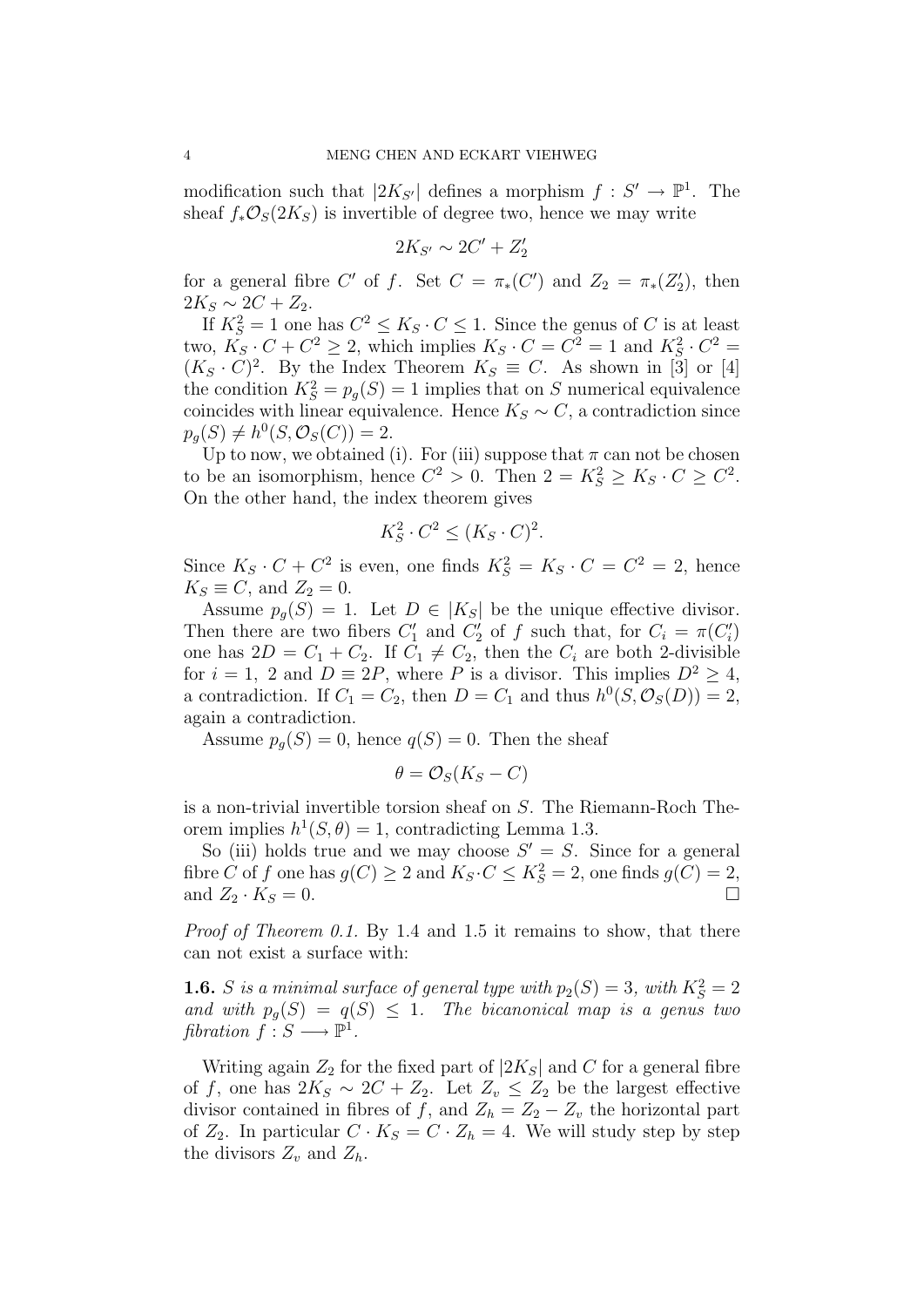modification such that $|2K_{S'}|$ defines a morphism $f : S' \to \mathbb{P}^1$. The sheaf $f_*\mathcal{O}_S(2K_S)$ is invertible of degree two, hence we may write

$$2K_{S'} \sim 2C' + Z_2'$$

for a general fibre $C'$ of $f$. Set $C = \pi_*(C')$ and $Z_2 = \pi_*(Z_2')$, then $2K_S \sim 2C + Z_2$.

If $K_S^2 = 1$ one has $C^2 \leq K_S \cdot C \leq 1$. Since the genus of $C$ is at least two, $K_S \cdot C + C^2 \geq 2$, which implies $K_S \cdot C = C^2 = 1$ and $K_S^2 \cdot C^2 = (K_S \cdot C)^2$. By the Index Theorem $K_S \equiv C$. As shown in [3] or [4] the condition $K_S^2 = p_g(S) = 1$ implies that on $S$ numerical equivalence coincides with linear equivalence. Hence $K_S \sim C$, a contradiction since $p_g(S) \neq h^0(S, \mathcal{O}_S(C)) = 2$.

Up to now, we obtained (i). For (iii) suppose that $\pi$ can not be chosen to be an isomorphism, hence $C^2 > 0$. Then $2 = K_S^2 \geq K_S \cdot C \geq C^2$. On the other hand, the index theorem gives

$$K_S^2 \cdot C^2 \leq (K_S \cdot C)^2.$$

Since $K_S \cdot C + C^2$ is even, one finds $K_S^2 = K_S \cdot C = C^2 = 2$, hence $K_S \equiv C$, and $Z_2 = 0$.

Assume $p_g(S) = 1$. Let $D \in |K_S|$ be the unique effective divisor. Then there are two fibers $C_1'$ and $C_2'$ of $f$ such that, for $C_i = \pi(C_i')$ one has $2D = C_1 + C_2$. If $C_1 \neq C_2$, then the $C_i$ are both 2-divisible for $i = 1,\ 2$ and $D \equiv 2P$, where $P$ is a divisor. This implies $D^2 \geq 4$, a contradiction. If $C_1 = C_2$, then $D = C_1$ and thus $h^0(S, \mathcal{O}_S(D)) = 2$, again a contradiction.

Assume $p_g(S) = 0$, hence $q(S) = 0$. Then the sheaf

$$\theta = \mathcal{O}_S(K_S - C)$$

is a non-trivial invertible torsion sheaf on $S$. The Riemann-Roch Theorem implies $h^1(S, \theta) = 1$, contradicting Lemma 1.3.

So (iii) holds true and we may choose $S' = S$. Since for a general fibre $C$ of $f$ one has $g(C) \geq 2$ and $K_S \cdot C \leq K_S^2 = 2$, one finds $g(C) = 2$, and $Z_2 \cdot K_S = 0$. □

*Proof of Theorem 0.1.* By 1.4 and 1.5 it remains to show, that there can not exist a surface with:

**1.6.** *$S$ is a minimal surface of general type with $p_2(S) = 3$, with $K_S^2 = 2$ and with $p_g(S) = q(S) \leq 1$. The bicanonical map is a genus two fibration $f : S \longrightarrow \mathbb{P}^1$.*

Writing again $Z_2$ for the fixed part of $|2K_S|$ and $C$ for a general fibre of $f$, one has $2K_S \sim 2C + Z_2$. Let $Z_v \leq Z_2$ be the largest effective divisor contained in fibres of $f$, and $Z_h = Z_2 - Z_v$ the horizontal part of $Z_2$. In particular $C \cdot K_S = C \cdot Z_h = 4$. We will study step by step the divisors $Z_v$ and $Z_h$.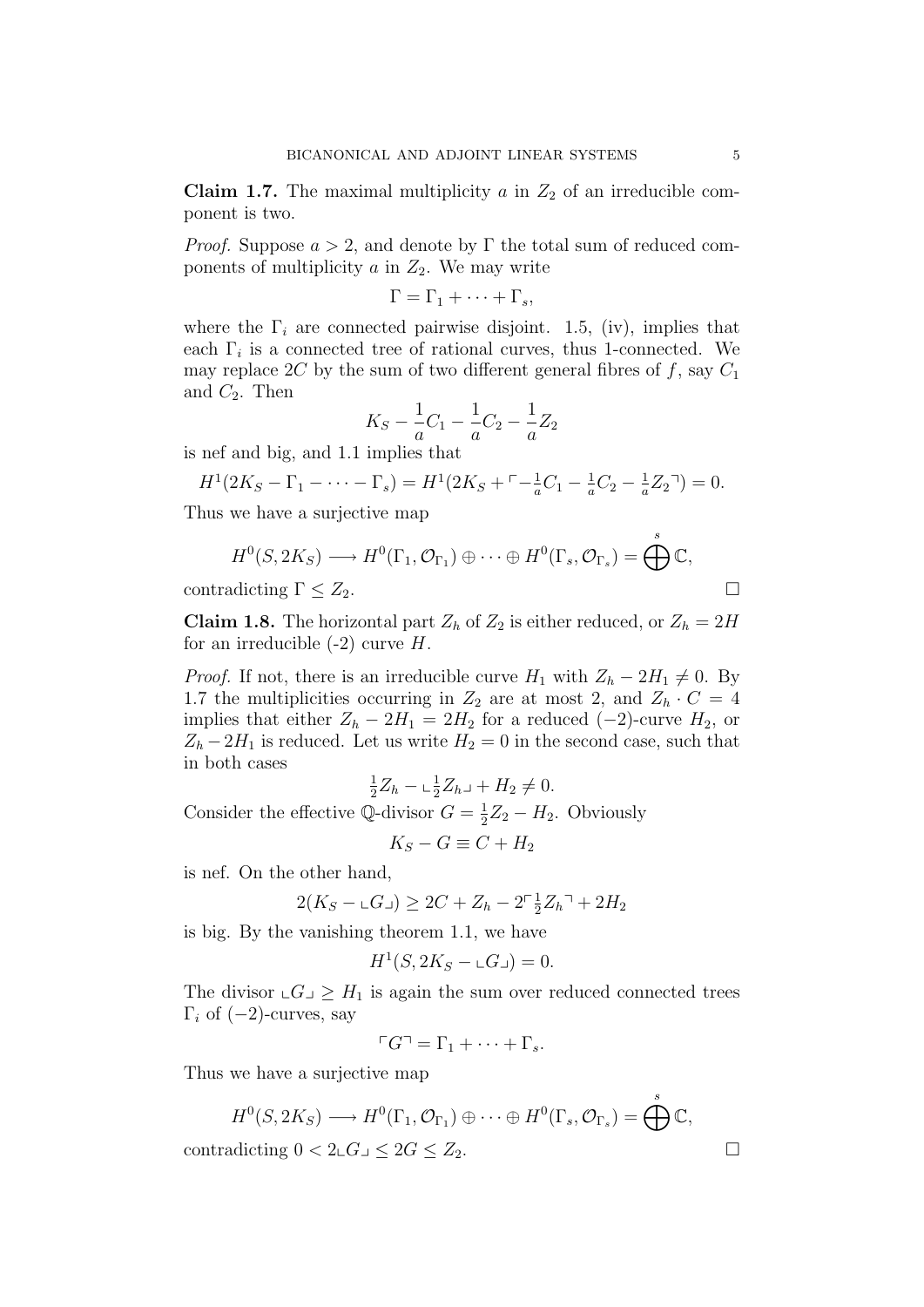**Claim 1.7.** The maximal multiplicity $a$ in $Z_2$ of an irreducible component is two.

*Proof.* Suppose $a > 2$, and denote by $\Gamma$ the total sum of reduced components of multiplicity $a$ in $Z_2$. We may write

$$\Gamma = \Gamma_1 + \cdots + \Gamma_s,$$

where the $\Gamma_i$ are connected pairwise disjoint. 1.5, (iv), implies that each $\Gamma_i$ is a connected tree of rational curves, thus 1-connected. We may replace $2C$ by the sum of two different general fibres of $f$, say $C_1$ and $C_2$. Then

$$K_S - \frac{1}{a}C_1 - \frac{1}{a}C_2 - \frac{1}{a}Z_2$$

is nef and big, and 1.1 implies that

$$H^1(2K_S - \Gamma_1 - \cdots - \Gamma_s) = H^1(2K_S + \ulcorner -\tfrac{1}{a}C_1 - \tfrac{1}{a}C_2 - \tfrac{1}{a}Z_2 \urcorner) = 0.$$

Thus we have a surjective map

$$H^0(S, 2K_S) \longrightarrow H^0(\Gamma_1, \mathcal{O}_{\Gamma_1}) \oplus \cdots \oplus H^0(\Gamma_s, \mathcal{O}_{\Gamma_s}) = \bigoplus^s \mathbb{C},$$

contradicting $\Gamma \leq Z_2$. □

**Claim 1.8.** The horizontal part $Z_h$ of $Z_2$ is either reduced, or $Z_h = 2H$ for an irreducible (-2) curve $H$.

*Proof.* If not, there is an irreducible curve $H_1$ with $Z_h - 2H_1 \neq 0$. By 1.7 the multiplicities occurring in $Z_2$ are at most 2, and $Z_h \cdot C = 4$ implies that either $Z_h - 2H_1 = 2H_2$ for a reduced $(-2)$-curve $H_2$, or $Z_h - 2H_1$ is reduced. Let us write $H_2 = 0$ in the second case, such that in both cases

$$\tfrac{1}{2}Z_h - \llcorner \tfrac{1}{2}Z_h \lrcorner + H_2 \neq 0.$$

Consider the effective $\mathbb{Q}$-divisor $G = \frac{1}{2}Z_2 - H_2$. Obviously

$$K_S - G \equiv C + H_2$$

is nef. On the other hand,

$$2(K_S - \llcorner G \lrcorner) \geq 2C + Z_h - 2\ulcorner \tfrac{1}{2}Z_h \urcorner + 2H_2$$

is big. By the vanishing theorem 1.1, we have

$$H^1(S, 2K_S - \llcorner G \lrcorner) = 0.$$

The divisor $\llcorner G \lrcorner \geq H_1$ is again the sum over reduced connected trees $\Gamma_i$ of $(-2)$-curves, say

$$\ulcorner G \urcorner = \Gamma_1 + \cdots + \Gamma_s.$$

Thus we have a surjective map

$$H^0(S, 2K_S) \longrightarrow H^0(\Gamma_1, \mathcal{O}_{\Gamma_1}) \oplus \cdots \oplus H^0(\Gamma_s, \mathcal{O}_{\Gamma_s}) = \bigoplus^s \mathbb{C},$$

contradicting $0 < 2\llcorner G \lrcorner \leq 2G \leq Z_2$. □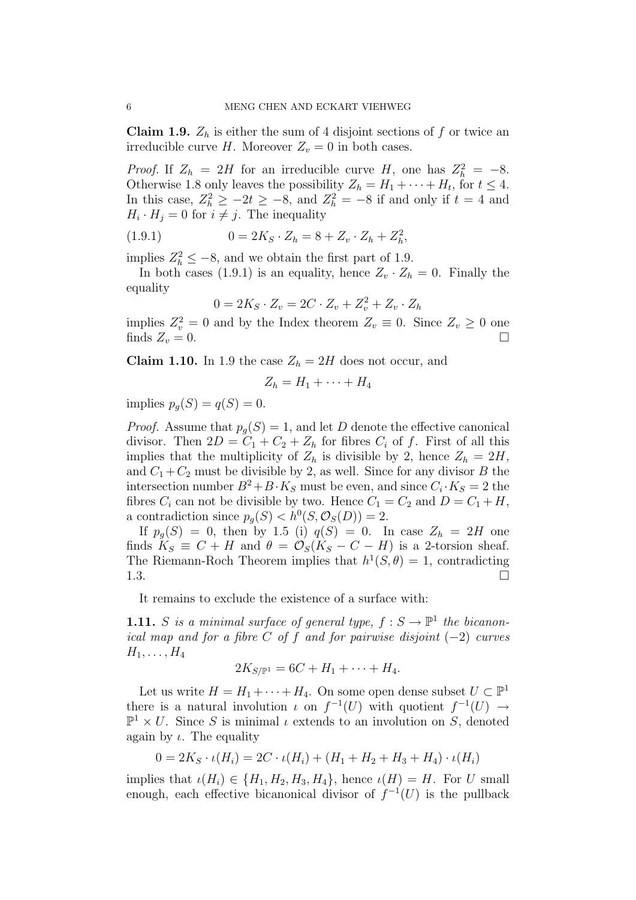**Claim 1.9.** $Z_h$ is either the sum of 4 disjoint sections of $f$ or twice an irreducible curve $H$. Moreover $Z_v = 0$ in both cases.

*Proof.* If $Z_h = 2H$ for an irreducible curve $H$, one has $Z_h^2 = -8$. Otherwise 1.8 only leaves the possibility $Z_h = H_1 + \cdots + H_t$, for $t \leq 4$. In this case, $Z_h^2 \geq -2t \geq -8$, and $Z_h^2 = -8$ if and only if $t = 4$ and $H_i \cdot H_j = 0$ for $i \neq j$. The inequality

$$0 = 2K_S \cdot Z_h = 8 + Z_v \cdot Z_h + Z_h^2, \tag{1.9.1}$$

implies $Z_h^2 \leq -8$, and we obtain the first part of 1.9.

In both cases (1.9.1) is an equality, hence $Z_v \cdot Z_h = 0$. Finally the equality

$$0 = 2K_S \cdot Z_v = 2C \cdot Z_v + Z_v^2 + Z_v \cdot Z_h$$

implies $Z_v^2 = 0$ and by the Index theorem $Z_v \equiv 0$. Since $Z_v \geq 0$ one finds $Z_v = 0$. □

**Claim 1.10.** In 1.9 the case $Z_h = 2H$ does not occur, and

$$Z_h = H_1 + \cdots + H_4$$

implies $p_g(S) = q(S) = 0$.

*Proof.* Assume that $p_g(S) = 1$, and let $D$ denote the effective canonical divisor. Then $2D = C_1 + C_2 + Z_h$ for fibres $C_i$ of $f$. First of all this implies that the multiplicity of $Z_h$ is divisible by 2, hence $Z_h = 2H$, and $C_1 + C_2$ must be divisible by 2, as well. Since for any divisor $B$ the intersection number $B^2 + B \cdot K_S$ must be even, and since $C_i \cdot K_S = 2$ the fibres $C_i$ can not be divisible by two. Hence $C_1 = C_2$ and $D = C_1 + H$, a contradiction since $p_g(S) < h^0(S, \mathcal{O}_S(D)) = 2$.

If $p_g(S) = 0$, then by 1.5 (i) $q(S) = 0$. In case $Z_h = 2H$ one finds $K_S \equiv C + H$ and $\theta = \mathcal{O}_S(K_S - C - H)$ is a 2-torsion sheaf. The Riemann-Roch Theorem implies that $h^1(S, \theta) = 1$, contradicting 1.3. □

It remains to exclude the existence of a surface with:

**1.11.** *$S$ is a minimal surface of general type, $f : S \to \mathbb{P}^1$ the bicanonical map and for a fibre $C$ of $f$ and for pairwise disjoint $(-2)$ curves $H_1, \ldots, H_4$*

$$2K_{S/\mathbb{P}^1} = 6C + H_1 + \cdots + H_4.$$

Let us write $H = H_1 + \cdots + H_4$. On some open dense subset $U \subset \mathbb{P}^1$ there is a natural involution $\iota$ on $f^{-1}(U)$ with quotient $f^{-1}(U) \to \mathbb{P}^1 \times U$. Since $S$ is minimal $\iota$ extends to an involution on $S$, denoted again by $\iota$. The equality

$$0 = 2K_S \cdot \iota(H_i) = 2C \cdot \iota(H_i) + (H_1 + H_2 + H_3 + H_4) \cdot \iota(H_i)$$

implies that $\iota(H_i) \in \{H_1, H_2, H_3, H_4\}$, hence $\iota(H) = H$. For $U$ small enough, each effective bicanonical divisor of $f^{-1}(U)$ is the pullback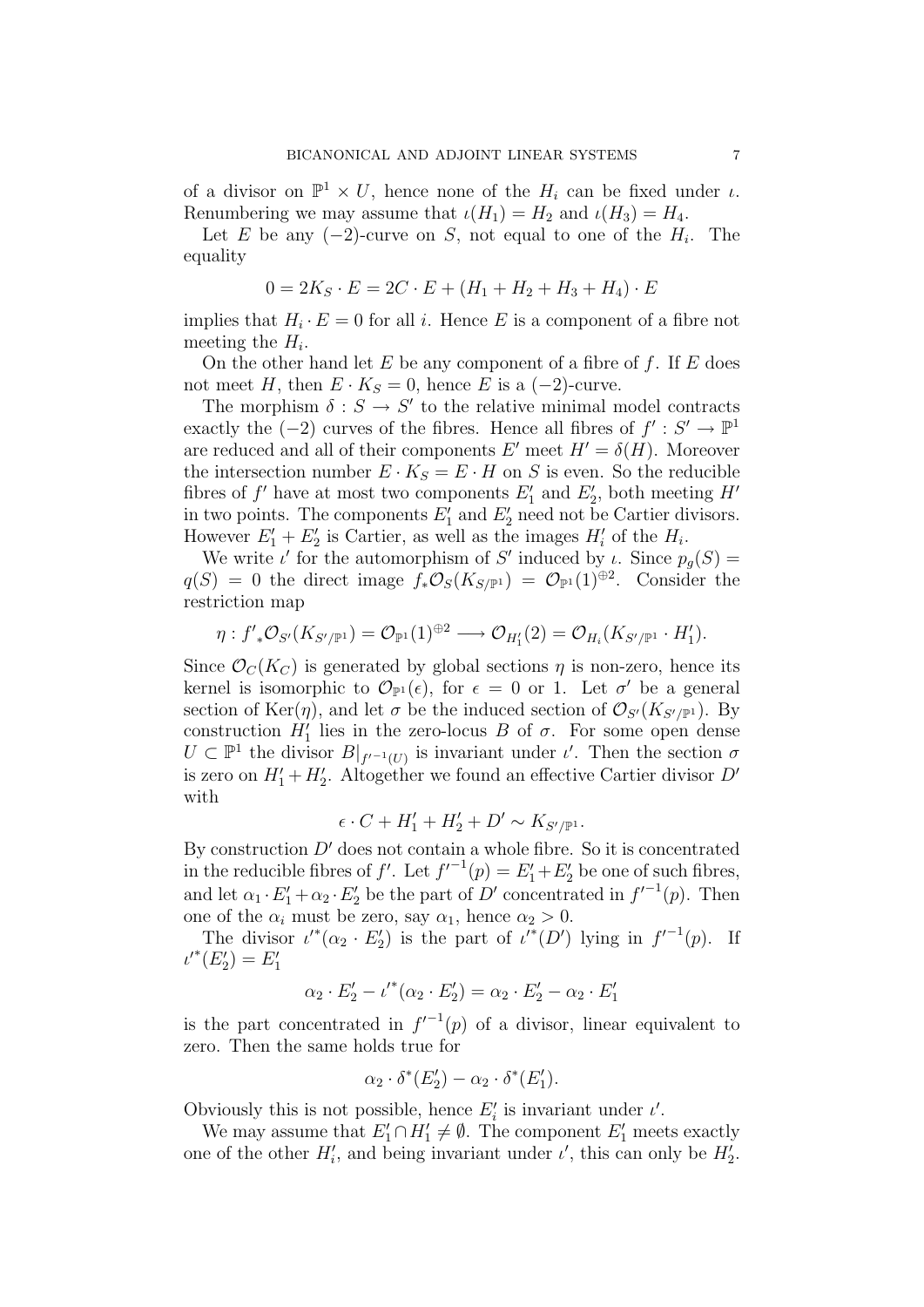of a divisor on $\mathbb{P}^1 \times U$, hence none of the $H_i$ can be fixed under $\iota$. Renumbering we may assume that $\iota(H_1) = H_2$ and $\iota(H_3) = H_4$.

Let $E$ be any $(-2)$-curve on $S$, not equal to one of the $H_i$. The equality

$$0 = 2K_S \cdot E = 2C \cdot E + (H_1 + H_2 + H_3 + H_4) \cdot E$$

implies that $H_i \cdot E = 0$ for all $i$. Hence $E$ is a component of a fibre not meeting the $H_i$.

On the other hand let $E$ be any component of a fibre of $f$. If $E$ does not meet $H$, then $E \cdot K_S = 0$, hence $E$ is a $(-2)$-curve.

The morphism $\delta : S \to S'$ to the relative minimal model contracts exactly the $(-2)$ curves of the fibres. Hence all fibres of $f' : S' \to \mathbb{P}^1$ are reduced and all of their components $E'$ meet $H' = \delta(H)$. Moreover the intersection number $E \cdot K_S = E \cdot H$ on $S$ is even. So the reducible fibres of $f'$ have at most two components $E'_1$ and $E'_2$, both meeting $H'$ in two points. The components $E'_1$ and $E'_2$ need not be Cartier divisors. However $E'_1 + E'_2$ is Cartier, as well as the images $H'_i$ of the $H_i$.

We write $\iota'$ for the automorphism of $S'$ induced by $\iota$. Since $p_g(S) = q(S) = 0$ the direct image $f_*\mathcal{O}_S(K_{S/\mathbb{P}^1}) = \mathcal{O}_{\mathbb{P}^1}(1)^{\oplus 2}$. Consider the restriction map

$$\eta : {f'}_*\mathcal{O}_{S'}(K_{S'/\mathbb{P}^1}) = \mathcal{O}_{\mathbb{P}^1}(1)^{\oplus 2} \longrightarrow \mathcal{O}_{H'_1}(2) = \mathcal{O}_{H_i}(K_{S'/\mathbb{P}^1} \cdot H'_1).$$

Since $\mathcal{O}_C(K_C)$ is generated by global sections $\eta$ is non-zero, hence its kernel is isomorphic to $\mathcal{O}_{\mathbb{P}^1}(\epsilon)$, for $\epsilon = 0$ or 1. Let $\sigma'$ be a general section of $\mathrm{Ker}(\eta)$, and let $\sigma$ be the induced section of $\mathcal{O}_{S'}(K_{S'/\mathbb{P}^1})$. By construction $H'_1$ lies in the zero-locus $B$ of $\sigma$. For some open dense $U \subset \mathbb{P}^1$ the divisor $B|_{f'^{-1}(U)}$ is invariant under $\iota'$. Then the section $\sigma$ is zero on $H'_1 + H'_2$. Altogether we found an effective Cartier divisor $D'$ with

$$\epsilon \cdot C + H'_1 + H'_2 + D' \sim K_{S'/\mathbb{P}^1}.$$

By construction $D'$ does not contain a whole fibre. So it is concentrated in the reducible fibres of $f'$. Let ${f'}^{-1}(p) = E'_1 + E'_2$ be one of such fibres, and let $\alpha_1 \cdot E'_1 + \alpha_2 \cdot E'_2$ be the part of $D'$ concentrated in ${f'}^{-1}(p)$. Then one of the $\alpha_i$ must be zero, say $\alpha_1$, hence $\alpha_2 > 0$.

The divisor ${\iota'}^*(\alpha_2 \cdot E'_2)$ is the part of ${\iota'}^*(D')$ lying in ${f'}^{-1}(p)$. If ${\iota'}^*(E'_2) = E'_1$

$$\alpha_2 \cdot E'_2 - {\iota'}^*(\alpha_2 \cdot E'_2) = \alpha_2 \cdot E'_2 - \alpha_2 \cdot E'_1$$

is the part concentrated in ${f'}^{-1}(p)$ of a divisor, linear equivalent to zero. Then the same holds true for

$$\alpha_2 \cdot \delta^*(E'_2) - \alpha_2 \cdot \delta^*(E'_1).$$

Obviously this is not possible, hence $E'_i$ is invariant under $\iota'$.

We may assume that $E'_1 \cap H'_1 \neq \emptyset$. The component $E'_1$ meets exactly one of the other $H'_i$, and being invariant under $\iota'$, this can only be $H'_2$.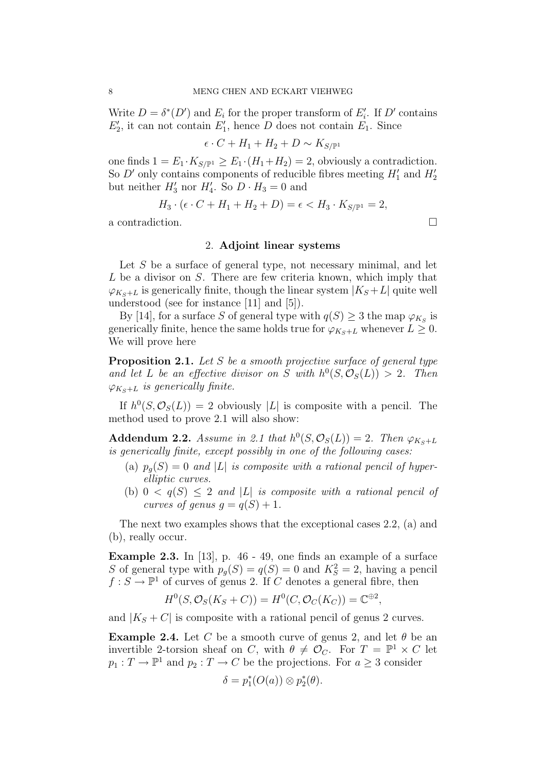Write $D = \delta^*(D')$ and $E_i$ for the proper transform of $E_i'$. If $D'$ contains $E_2'$, it can not contain $E_1'$, hence $D$ does not contain $E_1$. Since

$$\epsilon \cdot C + H_1 + H_2 + D \sim K_{S/\mathbb{P}^1}$$

one finds $1 = E_1 \cdot K_{S/\mathbb{P}^1} \geq E_1 \cdot (H_1 + H_2) = 2$, obviously a contradiction. So $D'$ only contains components of reducible fibres meeting $H_1'$ and $H_2'$ but neither $H_3'$ nor $H_4'$. So $D \cdot H_3 = 0$ and

$$H_3 \cdot (\epsilon \cdot C + H_1 + H_2 + D) = \epsilon < H_3 \cdot K_{S/\mathbb{P}^1} = 2,$$

a contradiction. □

## 2. Adjoint linear systems

Let $S$ be a surface of general type, not necessary minimal, and let $L$ be a divisor on $S$. There are few criteria known, which imply that $\varphi_{K_S+L}$ is generically finite, though the linear system $|K_S+L|$ quite well understood (see for instance [11] and [5]).

By [14], for a surface $S$ of general type with $q(S) \geq 3$ the map $\varphi_{K_S}$ is generically finite, hence the same holds true for $\varphi_{K_S+L}$ whenever $L \geq 0$. We will prove here

**Proposition 2.1.** *Let $S$ be a smooth projective surface of general type and let $L$ be an effective divisor on $S$ with $h^0(S, \mathcal{O}_S(L)) > 2$. Then $\varphi_{K_S+L}$ is generically finite.*

If $h^0(S, \mathcal{O}_S(L)) = 2$ obviously $|L|$ is composite with a pencil. The method used to prove 2.1 will also show:

**Addendum 2.2.** *Assume in 2.1 that $h^0(S, \mathcal{O}_S(L)) = 2$. Then $\varphi_{K_S+L}$ is generically finite, except possibly in one of the following cases:*

- (a) *$p_g(S) = 0$ and $|L|$ is composite with a rational pencil of hyperelliptic curves.*
- (b) *$0 < q(S) \leq 2$ and $|L|$ is composite with a rational pencil of curves of genus $g = q(S) + 1$.*

The next two examples shows that the exceptional cases 2.2, (a) and (b), really occur.

**Example 2.3.** In [13], p. 46 - 49, one finds an example of a surface $S$ of general type with $p_g(S) = q(S) = 0$ and $K_S^2 = 2$, having a pencil $f : S \to \mathbb{P}^1$ of curves of genus 2. If $C$ denotes a general fibre, then

$$H^0(S, \mathcal{O}_S(K_S + C)) = H^0(C, \mathcal{O}_C(K_C)) = \mathbb{C}^{\oplus 2},$$

and $|K_S + C|$ is composite with a rational pencil of genus 2 curves.

**Example 2.4.** Let $C$ be a smooth curve of genus 2, and let $\theta$ be an invertible 2-torsion sheaf on $C$, with $\theta \neq \mathcal{O}_C$. For $T = \mathbb{P}^1 \times C$ let $p_1 : T \to \mathbb{P}^1$ and $p_2 : T \to C$ be the projections. For $a \geq 3$ consider

$$\delta = p_1^*(O(a)) \otimes p_2^*(\theta).$$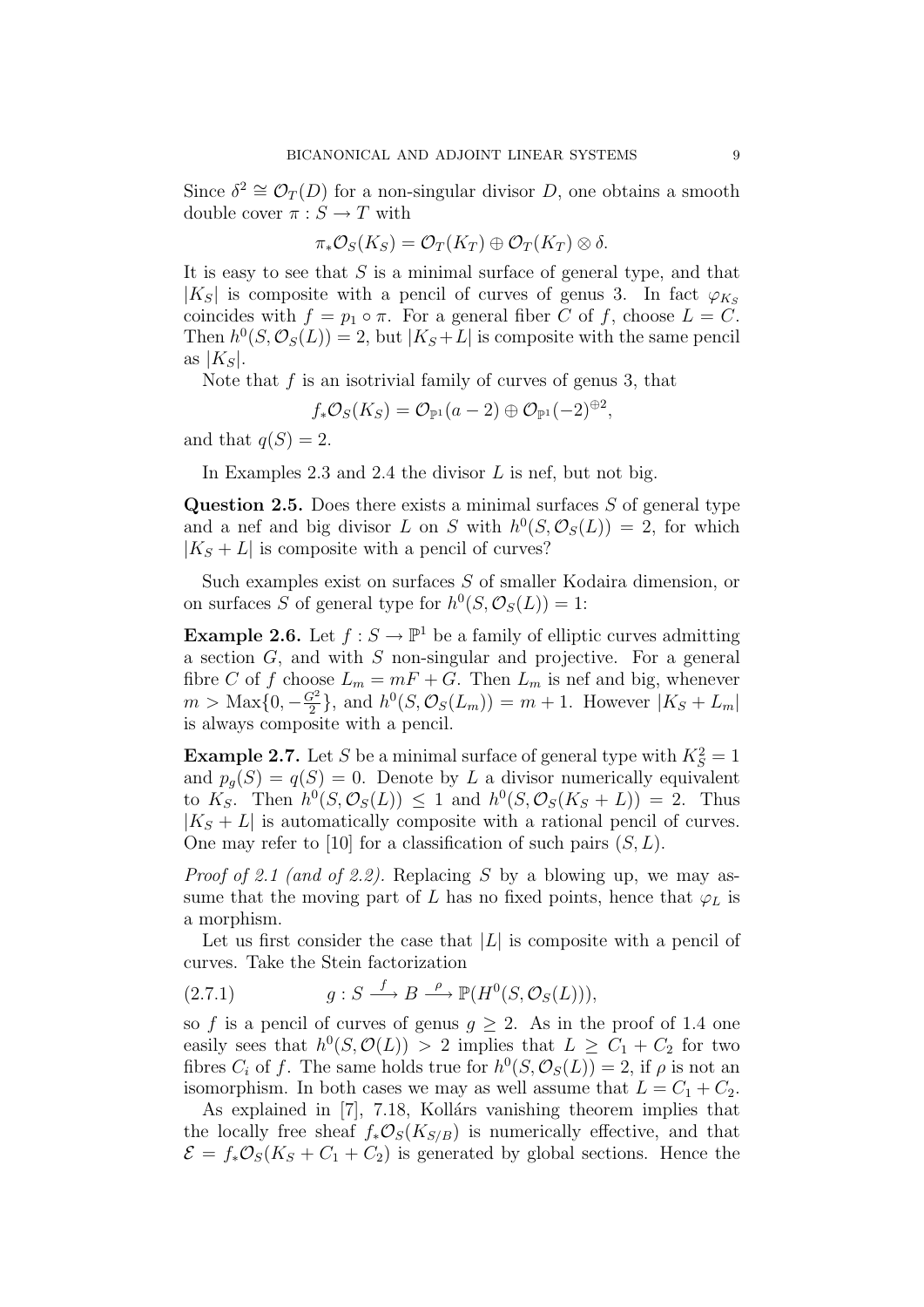Since $\delta^2 \cong \mathcal{O}_T(D)$ for a non-singular divisor $D$, one obtains a smooth double cover $\pi : S \to T$ with

$$\pi_* \mathcal{O}_S(K_S) = \mathcal{O}_T(K_T) \oplus \mathcal{O}_T(K_T) \otimes \delta.$$

It is easy to see that $S$ is a minimal surface of general type, and that $|K_S|$ is composite with a pencil of curves of genus 3. In fact $\varphi_{K_S}$ coincides with $f = p_1 \circ \pi$. For a general fiber $C$ of $f$, choose $L = C$. Then $h^0(S, \mathcal{O}_S(L)) = 2$, but $|K_S + L|$ is composite with the same pencil as $|K_S|$.

Note that $f$ is an isotrivial family of curves of genus 3, that

$$f_* \mathcal{O}_S(K_S) = \mathcal{O}_{\mathbb{P}^1}(a-2) \oplus \mathcal{O}_{\mathbb{P}^1}(-2)^{\oplus 2},$$

and that $q(S) = 2$.

In Examples 2.3 and 2.4 the divisor $L$ is nef, but not big.

**Question 2.5.** Does there exists a minimal surfaces $S$ of general type and a nef and big divisor $L$ on $S$ with $h^0(S, \mathcal{O}_S(L)) = 2$, for which $|K_S + L|$ is composite with a pencil of curves?

Such examples exist on surfaces $S$ of smaller Kodaira dimension, or on surfaces $S$ of general type for $h^0(S, \mathcal{O}_S(L)) = 1$:

**Example 2.6.** Let $f : S \to \mathbb{P}^1$ be a family of elliptic curves admitting a section $G$, and with $S$ non-singular and projective. For a general fibre $C$ of $f$ choose $L_m = mF + G$. Then $L_m$ is nef and big, whenever $m > \mathrm{Max}\{0, -\frac{G^2}{2}\}$, and $h^0(S, \mathcal{O}_S(L_m)) = m + 1$. However $|K_S + L_m|$ is always composite with a pencil.

**Example 2.7.** Let $S$ be a minimal surface of general type with $K_S^2 = 1$ and $p_g(S) = q(S) = 0$. Denote by $L$ a divisor numerically equivalent to $K_S$. Then $h^0(S, \mathcal{O}_S(L)) \leq 1$ and $h^0(S, \mathcal{O}_S(K_S + L)) = 2$. Thus $|K_S + L|$ is automatically composite with a rational pencil of curves. One may refer to [10] for a classification of such pairs $(S, L)$.

*Proof of 2.1 (and of 2.2).* Replacing $S$ by a blowing up, we may assume that the moving part of $L$ has no fixed points, hence that $\varphi_L$ is a morphism.

Let us first consider the case that $|L|$ is composite with a pencil of curves. Take the Stein factorization

$$g : S \xrightarrow{\ f\ } B \xrightarrow{\ \rho\ } \mathbb{P}(H^0(S, \mathcal{O}_S(L))), \tag{2.7.1}$$

so $f$ is a pencil of curves of genus $g \geq 2$. As in the proof of 1.4 one easily sees that $h^0(S, \mathcal{O}(L)) > 2$ implies that $L \geq C_1 + C_2$ for two fibres $C_i$ of $f$. The same holds true for $h^0(S, \mathcal{O}_S(L)) = 2$, if $\rho$ is not an isomorphism. In both cases we may as well assume that $L = C_1 + C_2$.

As explained in [7], 7.18, Kollárs vanishing theorem implies that the locally free sheaf $f_* \mathcal{O}_S(K_{S/B})$ is numerically effective, and that $\mathcal{E} = f_* \mathcal{O}_S(K_S + C_1 + C_2)$ is generated by global sections. Hence the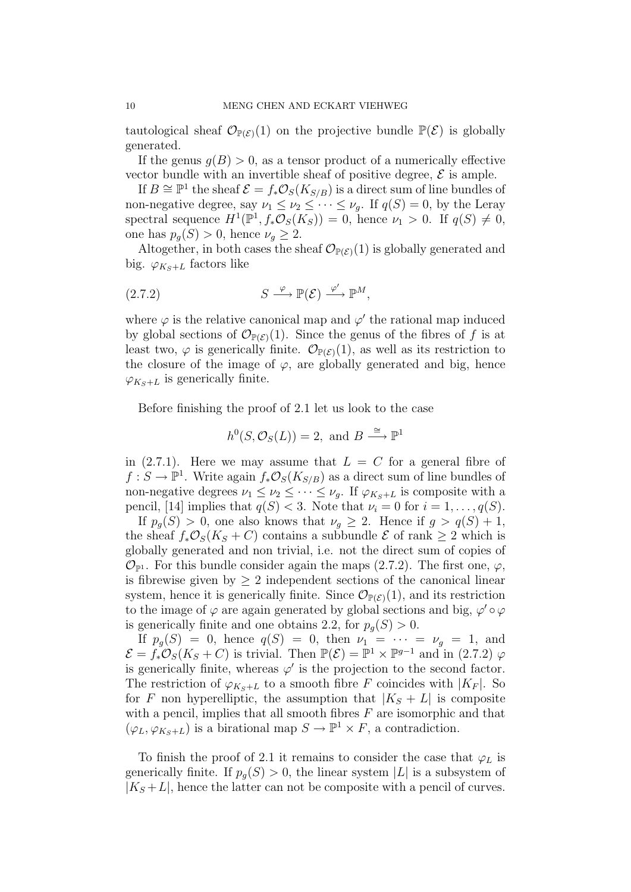tautological sheaf $\mathcal{O}_{\mathbb{P}(\mathcal{E})}(1)$ on the projective bundle $\mathbb{P}(\mathcal{E})$ is globally generated.

If the genus $g(B) > 0$, as a tensor product of a numerically effective vector bundle with an invertible sheaf of positive degree, $\mathcal{E}$ is ample.

If $B \cong \mathbb{P}^1$ the sheaf $\mathcal{E} = f_*\mathcal{O}_S(K_{S/B})$ is a direct sum of line bundles of non-negative degree, say $\nu_1 \leq \nu_2 \leq \cdots \leq \nu_g$. If $q(S) = 0$, by the Leray spectral sequence $H^1(\mathbb{P}^1, f_*\mathcal{O}_S(K_S)) = 0$, hence $\nu_1 > 0$. If $q(S) \neq 0$, one has $p_g(S) > 0$, hence $\nu_g \geq 2$.

Altogether, in both cases the sheaf $\mathcal{O}_{\mathbb{P}(\mathcal{E})}(1)$ is globally generated and big. $\varphi_{K_S+L}$ factors like

$$S \xrightarrow{\varphi} \mathbb{P}(\mathcal{E}) \xrightarrow{\varphi'} \mathbb{P}^M, \tag{2.7.2}$$

where $\varphi$ is the relative canonical map and $\varphi'$ the rational map induced by global sections of $\mathcal{O}_{\mathbb{P}(\mathcal{E})}(1)$. Since the genus of the fibres of $f$ is at least two, $\varphi$ is generically finite. $\mathcal{O}_{\mathbb{P}(\mathcal{E})}(1)$, as well as its restriction to the closure of the image of $\varphi$, are globally generated and big, hence $\varphi_{K_S+L}$ is generically finite.

Before finishing the proof of 2.1 let us look to the case

$$h^0(S, \mathcal{O}_S(L)) = 2, \text{ and } B \xrightarrow{\cong} \mathbb{P}^1$$

in (2.7.1). Here we may assume that $L = C$ for a general fibre of $f : S \to \mathbb{P}^1$. Write again $f_*\mathcal{O}_S(K_{S/B})$ as a direct sum of line bundles of non-negative degrees $\nu_1 \leq \nu_2 \leq \cdots \leq \nu_g$. If $\varphi_{K_S+L}$ is composite with a pencil, [14] implies that $q(S) < 3$. Note that $\nu_i = 0$ for $i = 1, \ldots, q(S)$.

If $p_g(S) > 0$, one also knows that $\nu_g \geq 2$. Hence if $g > q(S) + 1$, the sheaf $f_*\mathcal{O}_S(K_S + C)$ contains a subbundle $\mathcal{E}$ of rank $\geq 2$ which is globally generated and non trivial, i.e. not the direct sum of copies of $\mathcal{O}_{\mathbb{P}^1}$. For this bundle consider again the maps (2.7.2). The first one, $\varphi$, is fibrewise given by $\geq 2$ independent sections of the canonical linear system, hence it is generically finite. Since $\mathcal{O}_{\mathbb{P}(\mathcal{E})}(1)$, and its restriction to the image of $\varphi$ are again generated by global sections and big, $\varphi' \circ \varphi$ is generically finite and one obtains 2.2, for $p_g(S) > 0$.

If $p_g(S) = 0$, hence $q(S) = 0$, then $\nu_1 = \cdots = \nu_g = 1$, and $\mathcal{E} = f_*\mathcal{O}_S(K_S + C)$ is trivial. Then $\mathbb{P}(\mathcal{E}) = \mathbb{P}^1 \times \mathbb{P}^{g-1}$ and in (2.7.2) $\varphi$ is generically finite, whereas $\varphi'$ is the projection to the second factor. The restriction of $\varphi_{K_S+L}$ to a smooth fibre $F$ coincides with $|K_F|$. So for $F$ non hyperelliptic, the assumption that $|K_S + L|$ is composite with a pencil, implies that all smooth fibres $F$ are isomorphic and that $(\varphi_L, \varphi_{K_S+L})$ is a birational map $S \to \mathbb{P}^1 \times F$, a contradiction.

To finish the proof of 2.1 it remains to consider the case that $\varphi_L$ is generically finite. If $p_g(S) > 0$, the linear system $|L|$ is a subsystem of $|K_S + L|$, hence the latter can not be composite with a pencil of curves.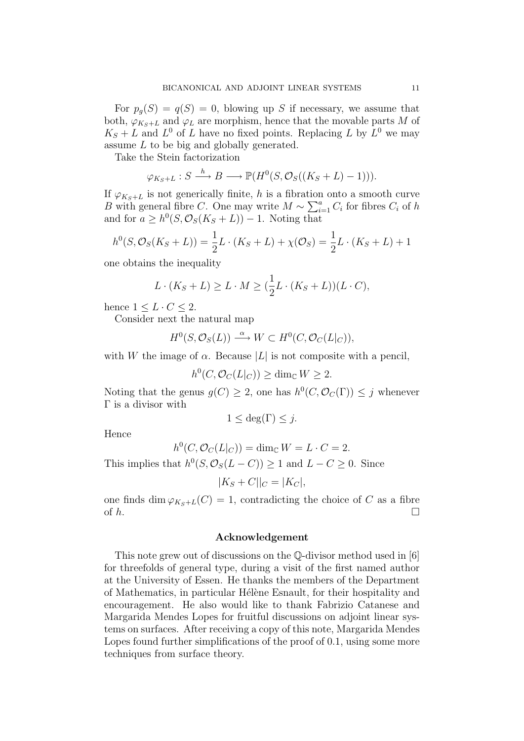For $p_g(S) = q(S) = 0$, blowing up $S$ if necessary, we assume that both, $\varphi_{K_S+L}$ and $\varphi_L$ are morphism, hence that the movable parts $M$ of $K_S + L$ and $L^0$ of $L$ have no fixed points. Replacing $L$ by $L^0$ we may assume $L$ to be big and globally generated.

Take the Stein factorization

$$\varphi_{K_S+L} : S \xrightarrow{h} B \longrightarrow \mathbb{P}(H^0(S, \mathcal{O}_S((K_S + L) - 1))).$$

If $\varphi_{K_S+L}$ is not generically finite, $h$ is a fibration onto a smooth curve $B$ with general fibre $C$. One may write $M \sim \sum_{i=1}^{a} C_i$ for fibres $C_i$ of $h$ and for $a \geq h^0(S, \mathcal{O}_S(K_S + L)) - 1$. Noting that

$$h^0(S, \mathcal{O}_S(K_S + L)) = \frac{1}{2} L \cdot (K_S + L) + \chi(\mathcal{O}_S) = \frac{1}{2} L \cdot (K_S + L) + 1$$

one obtains the inequality

$$L \cdot (K_S + L) \geq L \cdot M \geq (\frac{1}{2} L \cdot (K_S + L))(L \cdot C),$$

hence $1 \leq L \cdot C \leq 2$.

Consider next the natural map

$$H^0(S, \mathcal{O}_S(L)) \xrightarrow{\alpha} W \subset H^0(C, \mathcal{O}_C(L|_C)),$$

with $W$ the image of $\alpha$. Because $|L|$ is not composite with a pencil,

$$h^0(C, \mathcal{O}_C(L|_C)) \geq \dim_{\mathbb{C}} W \geq 2.$$

Noting that the genus $g(C) \geq 2$, one has $h^0(C, \mathcal{O}_C(\Gamma)) \leq j$ whenever $\Gamma$ is a divisor with

$$1 \leq \deg(\Gamma) \leq j.$$

Hence

$$h^0(C, \mathcal{O}_C(L|_C)) = \dim_{\mathbb{C}} W = L \cdot C = 2.$$

This implies that $h^0(S, \mathcal{O}_S(L - C)) \geq 1$ and $L - C \geq 0$. Since

$$|K_S + C||_C = |K_C|,$$

one finds $\dim \varphi_{K_S+L}(C) = 1$, contradicting the choice of $C$ as a fibre of $h$. $\square$

### Acknowledgement

This note grew out of discussions on the $\mathbb{Q}$-divisor method used in [6] for threefolds of general type, during a visit of the first named author at the University of Essen. He thanks the members of the Department of Mathematics, in particular Hélène Esnault, for their hospitality and encouragement. He also would like to thank Fabrizio Catanese and Margarida Mendes Lopes for fruitful discussions on adjoint linear systems on surfaces. After receiving a copy of this note, Margarida Mendes Lopes found further simplifications of the proof of 0.1, using some more techniques from surface theory.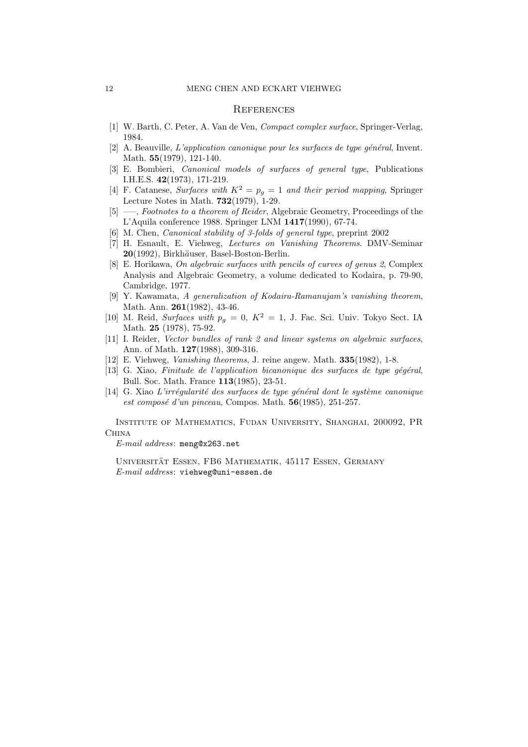## References

[1] W. Barth, C. Peter, A. Van de Ven, *Compact complex surface*, Springer-Verlag, 1984.

[2] A. Beauville, *L'application canonique pour les surfaces de type général*, Invent. Math. **55**(1979), 121-140.

[3] E. Bombieri, *Canonical models of surfaces of general type*, Publications I.H.E.S. **42**(1973), 171-219.

[4] F. Catanese, *Surfaces with $K^2 = p_g = 1$ and their period mapping*, Springer Lecture Notes in Math. **732**(1979), 1-29.

[5] —–, *Footnotes to a theorem of Reider*, Algebraic Geometry, Proceedings of the L'Aquila conference 1988. Springer LNM **1417**(1990), 67-74.

[6] M. Chen, *Canonical stability of 3-folds of general type*, preprint 2002

[7] H. Esnault, E. Viehweg, *Lectures on Vanishing Theorems*. DMV-Seminar **20**(1992), Birkhäuser, Basel-Boston-Berlin.

[8] E. Horikawa, *On algebraic surfaces with pencils of curves of genus 2*, Complex Analysis and Algebraic Geometry, a volume dedicated to Kodaira, p. 79-90, Cambridge, 1977.

[9] Y. Kawamata, *A generalization of Kodaira-Ramanujam's vanishing theorem*, Math. Ann. **261**(1982), 43-46.

[10] M. Reid, *Surfaces with $p_g = 0$, $K^2 = 1$*, J. Fac. Sci. Univ. Tokyo Sect. IA Math. **25** (1978), 75-92.

[11] I. Reider, *Vector bundles of rank 2 and linear systems on algebraic surfaces*, Ann. of Math. **127**(1988), 309-316.

[12] E. Viehweg, *Vanishing theorems*, J. reine angew. Math. **335**(1982), 1-8.

[13] G. Xiao, *Finitude de l'application bicanonique des surfaces de type gégéral*, Bull. Soc. Math. France **113**(1985), 23-51.

[14] G. Xiao *L'irrégularité des surfaces de type général dont le système canonique est composé d'un pinceau*, Compos. Math. **56**(1985), 251-257.

Institute of Mathematics, Fudan University, Shanghai, 200092, PR China

*E-mail address*: meng@x263.net

Universität Essen, FB6 Mathematik, 45117 Essen, Germany

*E-mail address*: viehweg@uni-essen.de